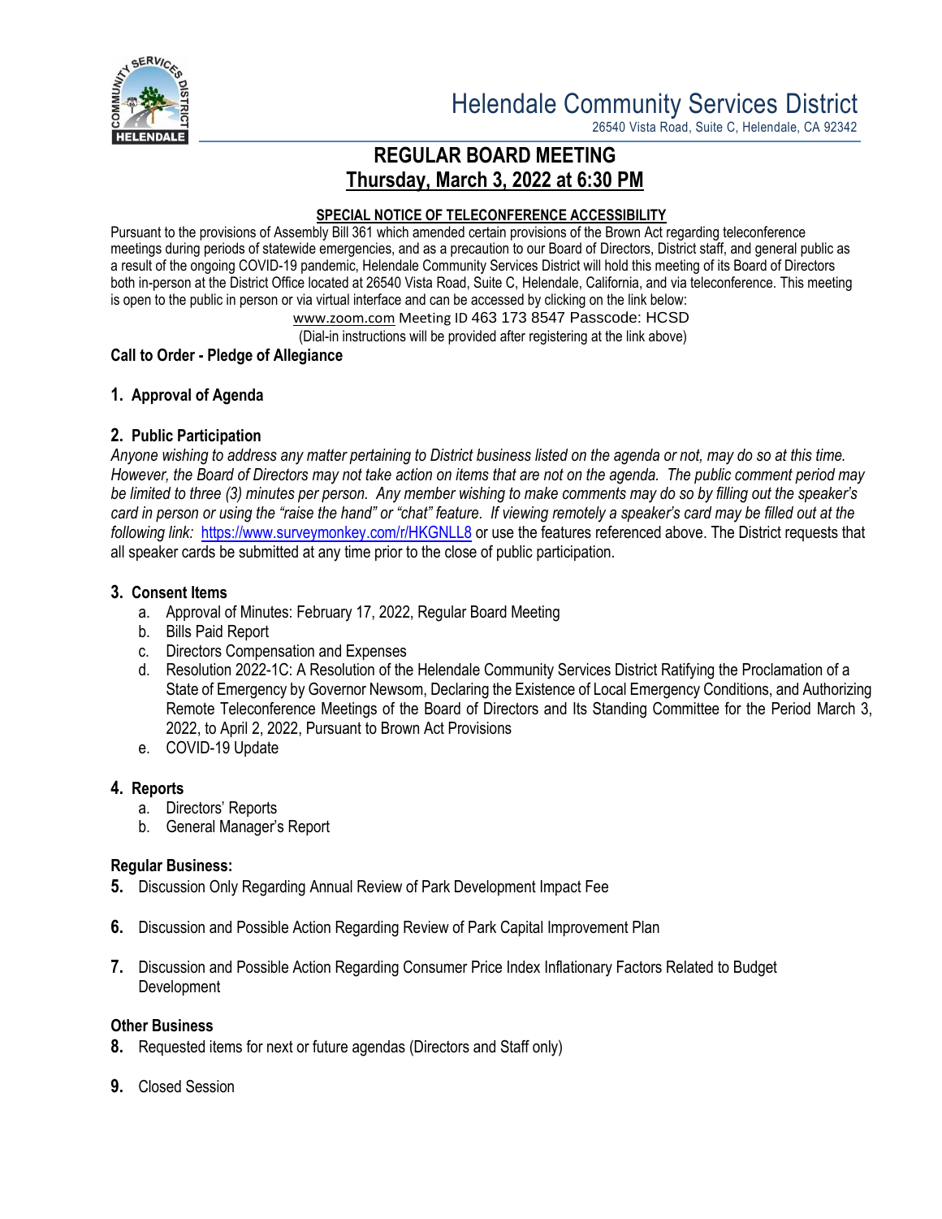# Helendale Community Services District

26540 Vista Road, Suite C, Helendale, CA 92342

## REGULAR BOARD MEETING
## Thursday, March 3, 2022 at 6:30 PM

**SPECIAL NOTICE OF TELECONFERENCE ACCESSIBILITY**

Pursuant to the provisions of Assembly Bill 361 which amended certain provisions of the Brown Act regarding teleconference meetings during periods of statewide emergencies, and as a precaution to our Board of Directors, District staff, and general public as a result of the ongoing COVID-19 pandemic, Helendale Community Services District will hold this meeting of its Board of Directors both in-person at the District Office located at 26540 Vista Road, Suite C, Helendale, California, and via teleconference. This meeting is open to the public in person or via virtual interface and can be accessed by clicking on the link below:

www.zoom.com Meeting ID 463 173 8547 Passcode: HCSD

(Dial-in instructions will be provided after registering at the link above)

**Call to Order - Pledge of Allegiance**

**1. Approval of Agenda**

**2. Public Participation**

*Anyone wishing to address any matter pertaining to District business listed on the agenda or not, may do so at this time. However, the Board of Directors may not take action on items that are not on the agenda. The public comment period may be limited to three (3) minutes per person. Any member wishing to make comments may do so by filling out the speaker's card in person or using the "raise the hand" or "chat" feature. If viewing remotely a speaker's card may be filled out at the following link:* https://www.surveymonkey.com/r/HKGNLL8 or use the features referenced above. The District requests that all speaker cards be submitted at any time prior to the close of public participation.

**3. Consent Items**

a. Approval of Minutes: February 17, 2022, Regular Board Meeting
b. Bills Paid Report
c. Directors Compensation and Expenses
d. Resolution 2022-1C: A Resolution of the Helendale Community Services District Ratifying the Proclamation of a State of Emergency by Governor Newsom, Declaring the Existence of Local Emergency Conditions, and Authorizing Remote Teleconference Meetings of the Board of Directors and Its Standing Committee for the Period March 3, 2022, to April 2, 2022, Pursuant to Brown Act Provisions
e. COVID-19 Update

**4. Reports**

a. Directors' Reports
b. General Manager's Report

**Regular Business:**

**5.** Discussion Only Regarding Annual Review of Park Development Impact Fee

**6.** Discussion and Possible Action Regarding Review of Park Capital Improvement Plan

**7.** Discussion and Possible Action Regarding Consumer Price Index Inflationary Factors Related to Budget Development

**Other Business**

**8.** Requested items for next or future agendas (Directors and Staff only)

**9.** Closed Session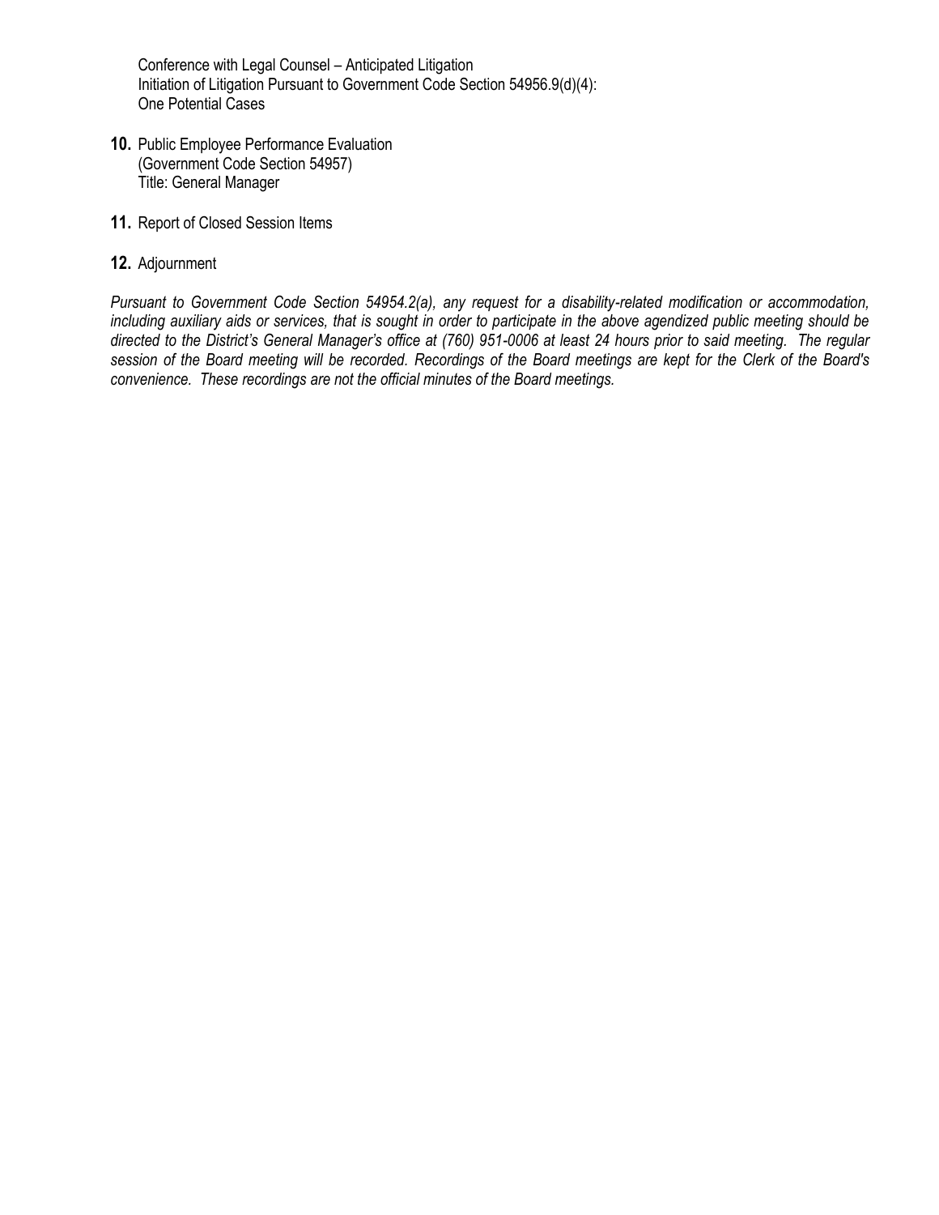Conference with Legal Counsel – Anticipated Litigation
Initiation of Litigation Pursuant to Government Code Section 54956.9(d)(4):
One Potential Cases

**10.** Public Employee Performance Evaluation
(Government Code Section 54957)
Title: General Manager

**11.** Report of Closed Session Items

**12.** Adjournment

*Pursuant to Government Code Section 54954.2(a), any request for a disability-related modification or accommodation, including auxiliary aids or services, that is sought in order to participate in the above agendized public meeting should be directed to the District's General Manager's office at (760) 951-0006 at least 24 hours prior to said meeting. The regular session of the Board meeting will be recorded. Recordings of the Board meetings are kept for the Clerk of the Board's convenience. These recordings are not the official minutes of the Board meetings.*